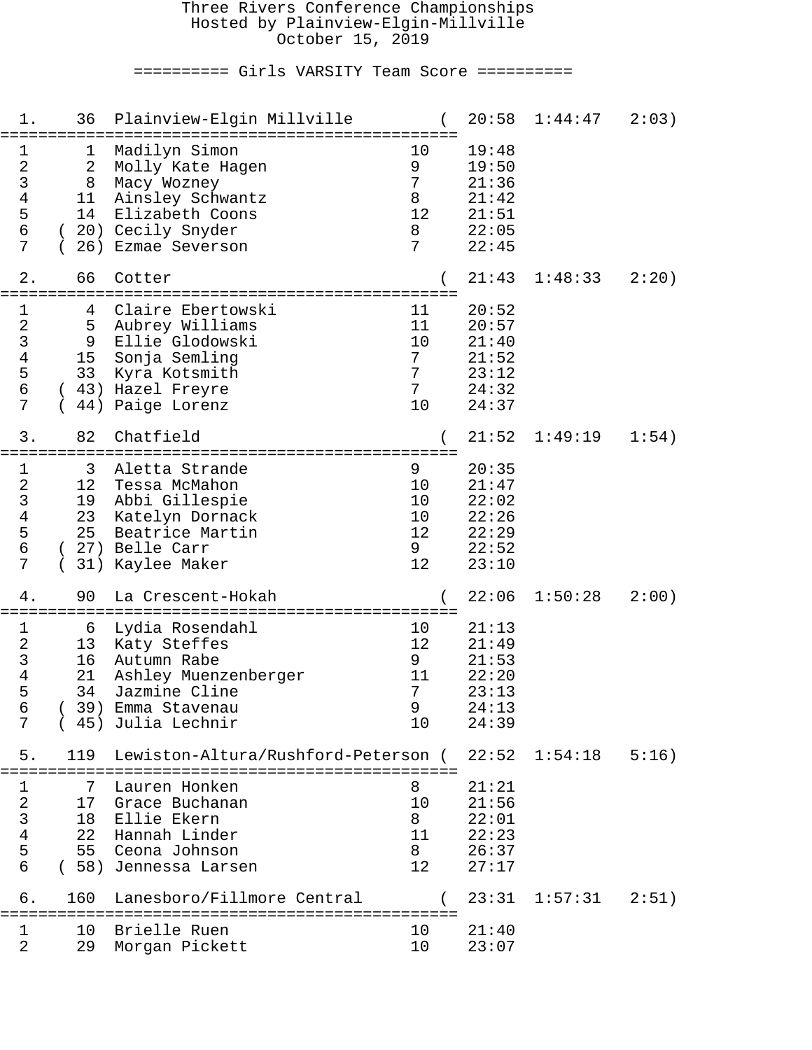# Three Rivers Conference Championships

Hosted by Plainview-Elgin-Millville

October 15, 2019

## Girls VARSITY Team Score

**1. 36 Plainview-Elgin Millville** (20:58 1:44:47 2:03)

| # | Place | Name | Yr | Time |
|---|---|---|---|---|
| 1 | 1 | Madilyn Simon | 10 | 19:48 |
| 2 | 2 | Molly Kate Hagen | 9 | 19:50 |
| 3 | 8 | Macy Wozney | 7 | 21:36 |
| 4 | 11 | Ainsley Schwantz | 8 | 21:42 |
| 5 | 14 | Elizabeth Coons | 12 | 21:51 |
| 6 | (20) | Cecily Snyder | 8 | 22:05 |
| 7 | (26) | Ezmae Severson | 7 | 22:45 |

**2. 66 Cotter** (21:43 1:48:33 2:20)

| # | Place | Name | Yr | Time |
|---|---|---|---|---|
| 1 | 4 | Claire Ebertowski | 11 | 20:52 |
| 2 | 5 | Aubrey Williams | 11 | 20:57 |
| 3 | 9 | Ellie Glodowski | 10 | 21:40 |
| 4 | 15 | Sonja Semling | 7 | 21:52 |
| 5 | 33 | Kyra Kotsmith | 7 | 23:12 |
| 6 | (43) | Hazel Freyre | 7 | 24:32 |
| 7 | (44) | Paige Lorenz | 10 | 24:37 |

**3. 82 Chatfield** (21:52 1:49:19 1:54)

| # | Place | Name | Yr | Time |
|---|---|---|---|---|
| 1 | 3 | Aletta Strande | 9 | 20:35 |
| 2 | 12 | Tessa McMahon | 10 | 21:47 |
| 3 | 19 | Abbi Gillespie | 10 | 22:02 |
| 4 | 23 | Katelyn Dornack | 10 | 22:26 |
| 5 | 25 | Beatrice Martin | 12 | 22:29 |
| 6 | (27) | Belle Carr | 9 | 22:52 |
| 7 | (31) | Kaylee Maker | 12 | 23:10 |

**4. 90 La Crescent-Hokah** (22:06 1:50:28 2:00)

| # | Place | Name | Yr | Time |
|---|---|---|---|---|
| 1 | 6 | Lydia Rosendahl | 10 | 21:13 |
| 2 | 13 | Katy Steffes | 12 | 21:49 |
| 3 | 16 | Autumn Rabe | 9 | 21:53 |
| 4 | 21 | Ashley Muenzenberger | 11 | 22:20 |
| 5 | 34 | Jazmine Cline | 7 | 23:13 |
| 6 | (39) | Emma Stavenau | 9 | 24:13 |
| 7 | (45) | Julia Lechnir | 10 | 24:39 |

**5. 119 Lewiston-Altura/Rushford-Peterson** (22:52 1:54:18 5:16)

| # | Place | Name | Yr | Time |
|---|---|---|---|---|
| 1 | 7 | Lauren Honken | 8 | 21:21 |
| 2 | 17 | Grace Buchanan | 10 | 21:56 |
| 3 | 18 | Ellie Ekern | 8 | 22:01 |
| 4 | 22 | Hannah Linder | 11 | 22:23 |
| 5 | 55 | Ceona Johnson | 8 | 26:37 |
| 6 | (58) | Jennessa Larsen | 12 | 27:17 |

**6. 160 Lanesboro/Fillmore Central** (23:31 1:57:31 2:51)

| # | Place | Name | Yr | Time |
|---|---|---|---|---|
| 1 | 10 | Brielle Ruen | 10 | 21:40 |
| 2 | 29 | Morgan Pickett | 10 | 23:07 |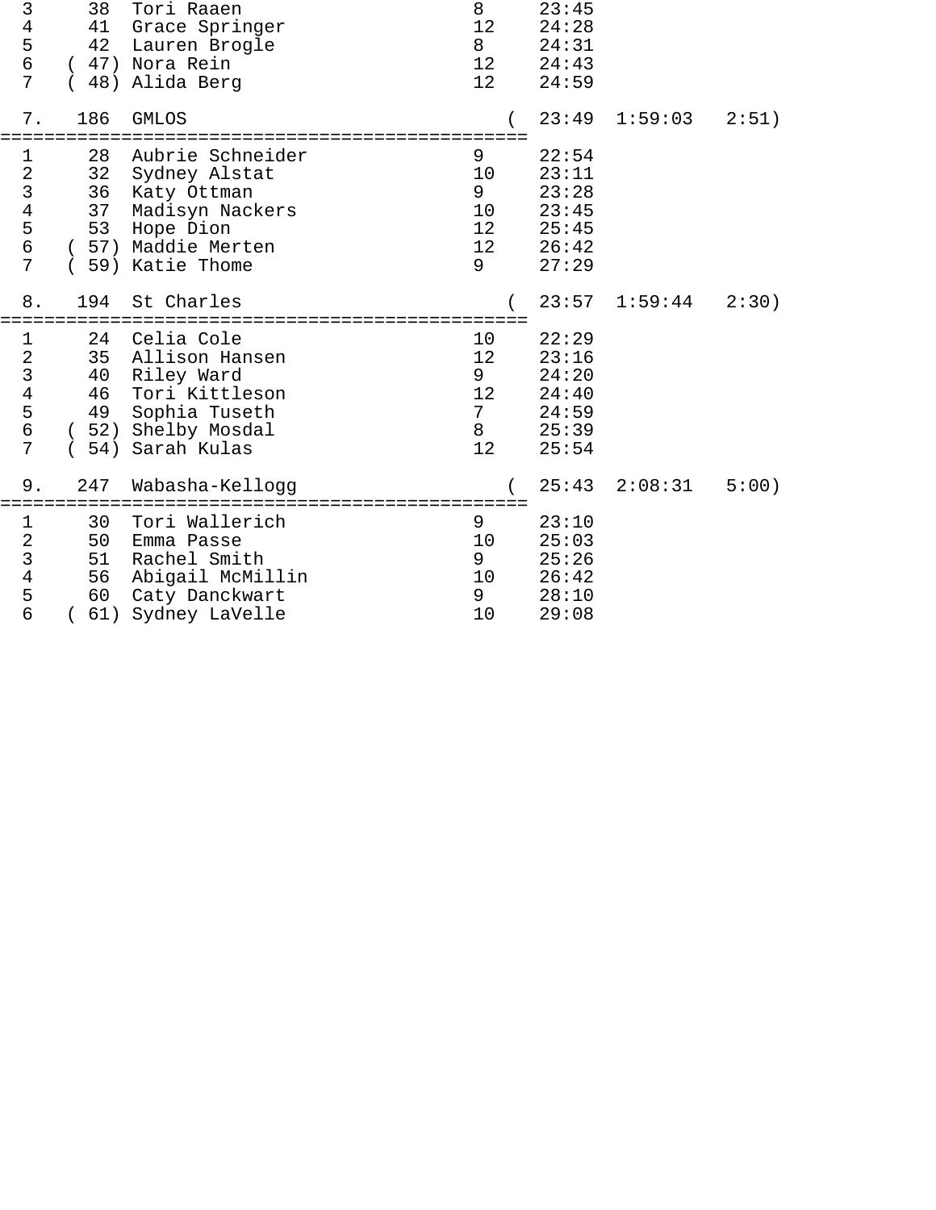```
  3     38  Tori Raaen                      8     23:45
  4     41  Grace Springer                  12    24:28
  5     42  Lauren Brogle                   8     24:31
  6   ( 47) Nora Rein                       12    24:43
  7   ( 48) Alida Berg                      12    24:59

  7.   186  GMLOS                         (  23:49  1:59:03   2:51)
================================================
  1     28  Aubrie Schneider                9     22:54
  2     32  Sydney Alstat                   10    23:11
  3     36  Katy Ottman                     9     23:28
  4     37  Madisyn Nackers                 10    23:45
  5     53  Hope Dion                       12    25:45
  6   ( 57) Maddie Merten                   12    26:42
  7   ( 59) Katie Thome                     9     27:29

  8.   194  St Charles                    (  23:57  1:59:44   2:30)
================================================
  1     24  Celia Cole                      10    22:29
  2     35  Allison Hansen                  12    23:16
  3     40  Riley Ward                      9     24:20
  4     46  Tori Kittleson                  12    24:40
  5     49  Sophia Tuseth                   7     24:59
  6   ( 52) Shelby Mosdal                   8     25:39
  7   ( 54) Sarah Kulas                     12    25:54

  9.   247  Wabasha-Kellogg               (  25:43  2:08:31   5:00)
================================================
  1     30  Tori Wallerich                  9     23:10
  2     50  Emma Passe                      10    25:03
  3     51  Rachel Smith                    9     25:26
  4     56  Abigail McMillin                10    26:42
  5     60  Caty Danckwart                  9     28:10
  6   ( 61) Sydney LaVelle                  10    29:08
```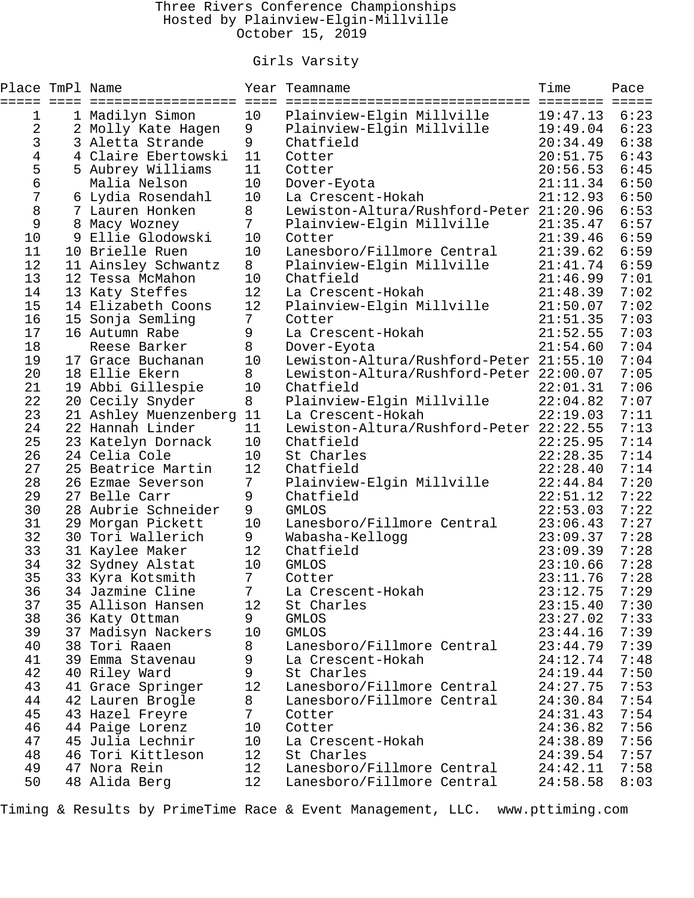# Three Rivers Conference Championships

Hosted by Plainview-Elgin-Millville

October 15, 2019

## Girls Varsity

| Place | TmPl | Name | Year | Teamname | Time | Pace |
|---|---|---|---|---|---|---|
| 1 | 1 | Madilyn Simon | 10 | Plainview-Elgin Millville | 19:47.13 | 6:23 |
| 2 | 2 | Molly Kate Hagen | 9 | Plainview-Elgin Millville | 19:49.04 | 6:23 |
| 3 | 3 | Aletta Strande | 9 | Chatfield | 20:34.49 | 6:38 |
| 4 | 4 | Claire Ebertowski | 11 | Cotter | 20:51.75 | 6:43 |
| 5 | 5 | Aubrey Williams | 11 | Cotter | 20:56.53 | 6:45 |
| 6 | | Malia Nelson | 10 | Dover-Eyota | 21:11.34 | 6:50 |
| 7 | 6 | Lydia Rosendahl | 10 | La Crescent-Hokah | 21:12.93 | 6:50 |
| 8 | 7 | Lauren Honken | 8 | Lewiston-Altura/Rushford-Peter | 21:20.96 | 6:53 |
| 9 | 8 | Macy Wozney | 7 | Plainview-Elgin Millville | 21:35.47 | 6:57 |
| 10 | 9 | Ellie Glodowski | 10 | Cotter | 21:39.46 | 6:59 |
| 11 | 10 | Brielle Ruen | 10 | Lanesboro/Fillmore Central | 21:39.62 | 6:59 |
| 12 | 11 | Ainsley Schwantz | 8 | Plainview-Elgin Millville | 21:41.74 | 6:59 |
| 13 | 12 | Tessa McMahon | 10 | Chatfield | 21:46.99 | 7:01 |
| 14 | 13 | Katy Steffes | 12 | La Crescent-Hokah | 21:48.39 | 7:02 |
| 15 | 14 | Elizabeth Coons | 12 | Plainview-Elgin Millville | 21:50.07 | 7:02 |
| 16 | 15 | Sonja Semling | 7 | Cotter | 21:51.35 | 7:03 |
| 17 | 16 | Autumn Rabe | 9 | La Crescent-Hokah | 21:52.55 | 7:03 |
| 18 | | Reese Barker | 8 | Dover-Eyota | 21:54.60 | 7:04 |
| 19 | 17 | Grace Buchanan | 10 | Lewiston-Altura/Rushford-Peter | 21:55.10 | 7:04 |
| 20 | 18 | Ellie Ekern | 8 | Lewiston-Altura/Rushford-Peter | 22:00.07 | 7:05 |
| 21 | 19 | Abbi Gillespie | 10 | Chatfield | 22:01.31 | 7:06 |
| 22 | 20 | Cecily Snyder | 8 | Plainview-Elgin Millville | 22:04.82 | 7:07 |
| 23 | 21 | Ashley Muenzenberg | 11 | La Crescent-Hokah | 22:19.03 | 7:11 |
| 24 | 22 | Hannah Linder | 11 | Lewiston-Altura/Rushford-Peter | 22:22.55 | 7:13 |
| 25 | 23 | Katelyn Dornack | 10 | Chatfield | 22:25.95 | 7:14 |
| 26 | 24 | Celia Cole | 10 | St Charles | 22:28.35 | 7:14 |
| 27 | 25 | Beatrice Martin | 12 | Chatfield | 22:28.40 | 7:14 |
| 28 | 26 | Ezmae Severson | 7 | Plainview-Elgin Millville | 22:44.84 | 7:20 |
| 29 | 27 | Belle Carr | 9 | Chatfield | 22:51.12 | 7:22 |
| 30 | 28 | Aubrie Schneider | 9 | GMLOS | 22:53.03 | 7:22 |
| 31 | 29 | Morgan Pickett | 10 | Lanesboro/Fillmore Central | 23:06.43 | 7:27 |
| 32 | 30 | Tori Wallerich | 9 | Wabasha-Kellogg | 23:09.37 | 7:28 |
| 33 | 31 | Kaylee Maker | 12 | Chatfield | 23:09.39 | 7:28 |
| 34 | 32 | Sydney Alstat | 10 | GMLOS | 23:10.66 | 7:28 |
| 35 | 33 | Kyra Kotsmith | 7 | Cotter | 23:11.76 | 7:28 |
| 36 | 34 | Jazmine Cline | 7 | La Crescent-Hokah | 23:12.75 | 7:29 |
| 37 | 35 | Allison Hansen | 12 | St Charles | 23:15.40 | 7:30 |
| 38 | 36 | Katy Ottman | 9 | GMLOS | 23:27.02 | 7:33 |
| 39 | 37 | Madisyn Nackers | 10 | GMLOS | 23:44.16 | 7:39 |
| 40 | 38 | Tori Raaen | 8 | Lanesboro/Fillmore Central | 23:44.79 | 7:39 |
| 41 | 39 | Emma Stavenau | 9 | La Crescent-Hokah | 24:12.74 | 7:48 |
| 42 | 40 | Riley Ward | 9 | St Charles | 24:19.44 | 7:50 |
| 43 | 41 | Grace Springer | 12 | Lanesboro/Fillmore Central | 24:27.75 | 7:53 |
| 44 | 42 | Lauren Brogle | 8 | Lanesboro/Fillmore Central | 24:30.84 | 7:54 |
| 45 | 43 | Hazel Freyre | 7 | Cotter | 24:31.43 | 7:54 |
| 46 | 44 | Paige Lorenz | 10 | Cotter | 24:36.82 | 7:56 |
| 47 | 45 | Julia Lechnir | 10 | La Crescent-Hokah | 24:38.89 | 7:56 |
| 48 | 46 | Tori Kittleson | 12 | St Charles | 24:39.54 | 7:57 |
| 49 | 47 | Nora Rein | 12 | Lanesboro/Fillmore Central | 24:42.11 | 7:58 |
| 50 | 48 | Alida Berg | 12 | Lanesboro/Fillmore Central | 24:58.58 | 8:03 |

Timing & Results by PrimeTime Race & Event Management, LLC. www.pttiming.com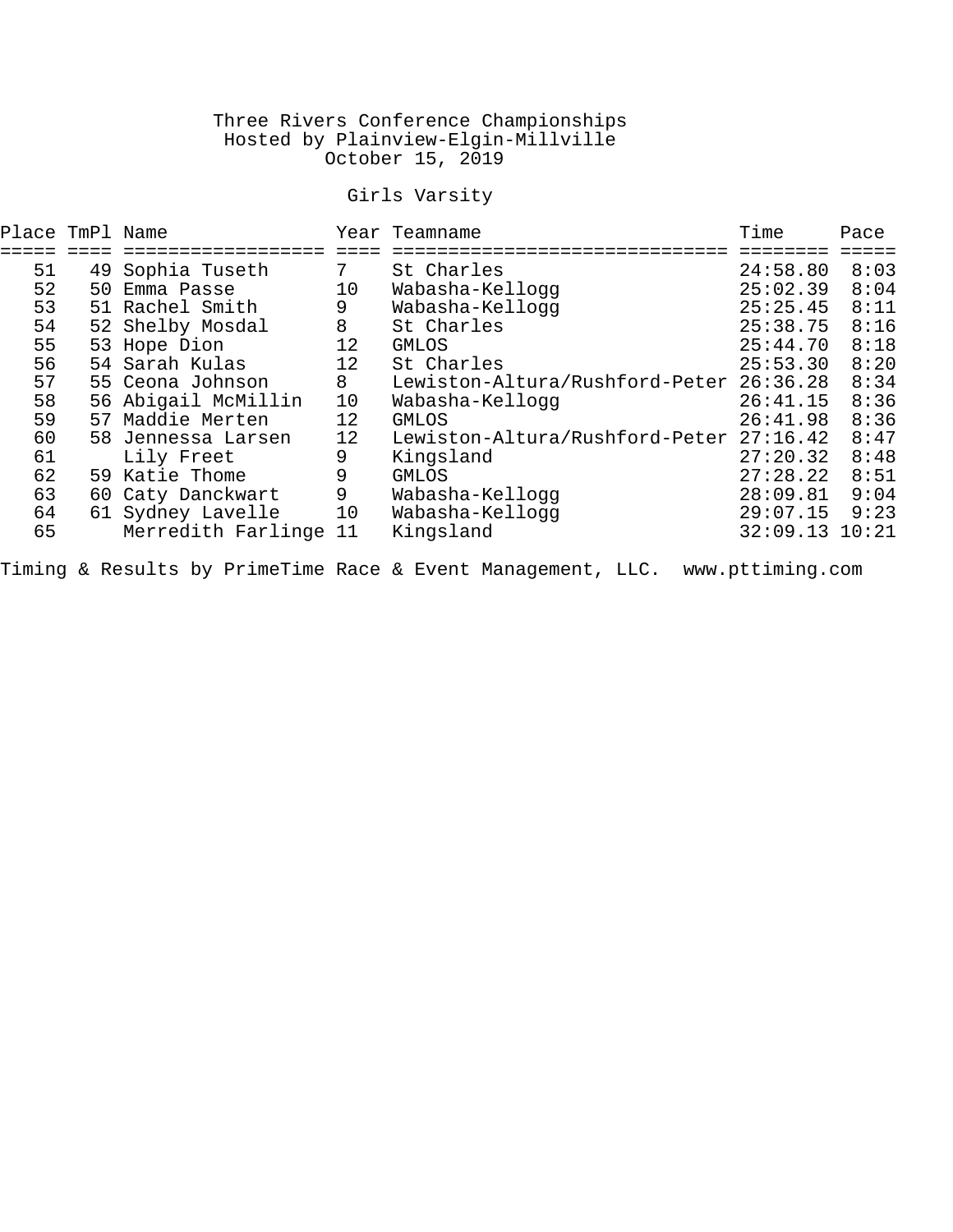Three Rivers Conference Championships
Hosted by Plainview-Elgin-Millville
October 15, 2019

## Girls Varsity

| Place | TmPl | Name | Year | Teamname | Time | Pace |
|---|---|---|---|---|---|---|
| 51 | 49 | Sophia Tuseth | 7 | St Charles | 24:58.80 | 8:03 |
| 52 | 50 | Emma Passe | 10 | Wabasha-Kellogg | 25:02.39 | 8:04 |
| 53 | 51 | Rachel Smith | 9 | Wabasha-Kellogg | 25:25.45 | 8:11 |
| 54 | 52 | Shelby Mosdal | 8 | St Charles | 25:38.75 | 8:16 |
| 55 | 53 | Hope Dion | 12 | GMLOS | 25:44.70 | 8:18 |
| 56 | 54 | Sarah Kulas | 12 | St Charles | 25:53.30 | 8:20 |
| 57 | 55 | Ceona Johnson | 8 | Lewiston-Altura/Rushford-Peter | 26:36.28 | 8:34 |
| 58 | 56 | Abigail McMillin | 10 | Wabasha-Kellogg | 26:41.15 | 8:36 |
| 59 | 57 | Maddie Merten | 12 | GMLOS | 26:41.98 | 8:36 |
| 60 | 58 | Jennessa Larsen | 12 | Lewiston-Altura/Rushford-Peter | 27:16.42 | 8:47 |
| 61 | | Lily Freet | 9 | Kingsland | 27:20.32 | 8:48 |
| 62 | 59 | Katie Thome | 9 | GMLOS | 27:28.22 | 8:51 |
| 63 | 60 | Caty Danckwart | 9 | Wabasha-Kellogg | 28:09.81 | 9:04 |
| 64 | 61 | Sydney Lavelle | 10 | Wabasha-Kellogg | 29:07.15 | 9:23 |
| 65 | | Merredith Farlinge | 11 | Kingsland | 32:09.13 | 10:21 |

Timing & Results by PrimeTime Race & Event Management, LLC. www.pttiming.com